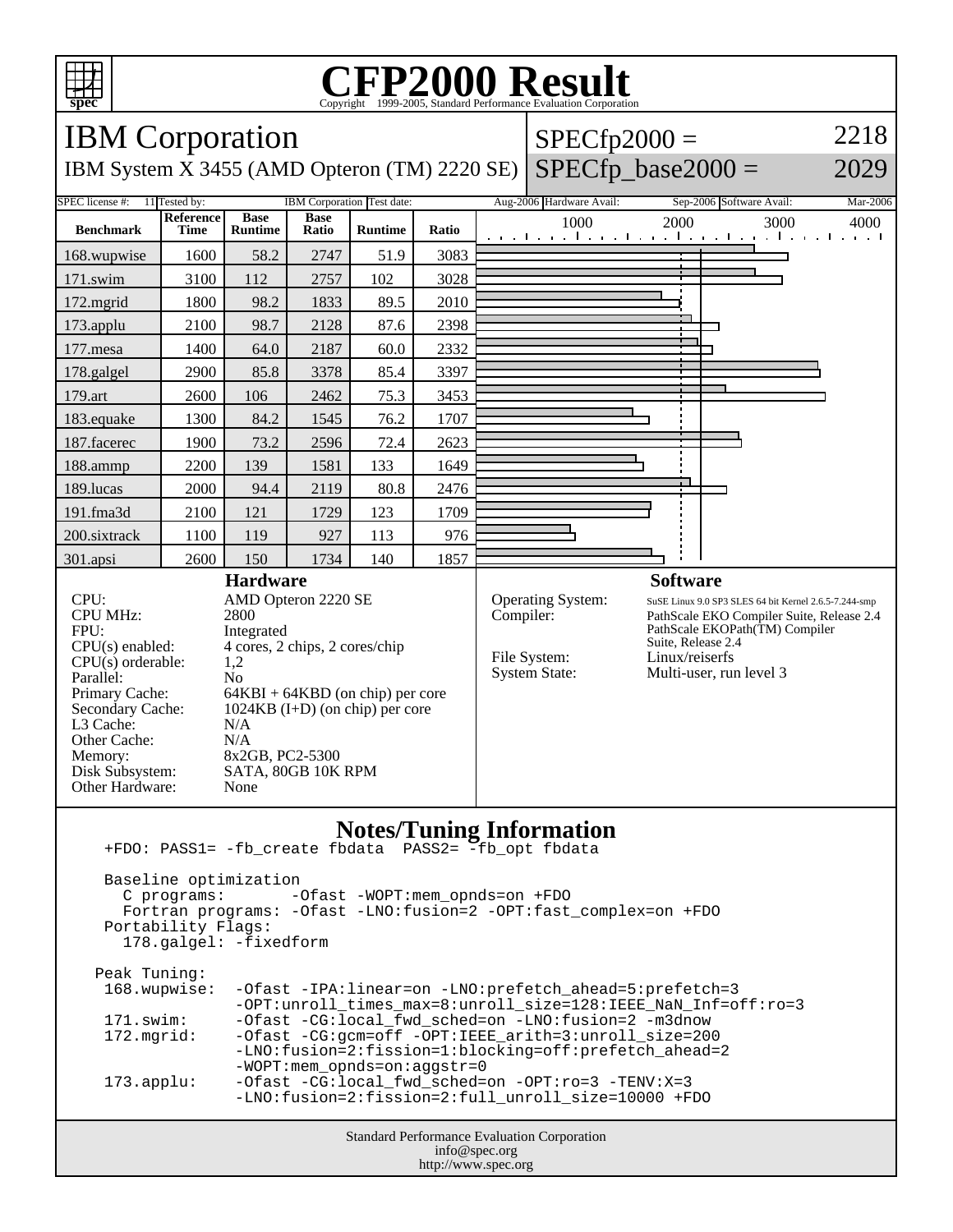# CFP2000 Result

Copyright 1999-2005, Standard Performance Evaluation Corporation

## IBM Corporation

IBM System X 3455 (AMD Opteron (TM) 2220 SE)

SPECfp2000 = 2218

SPECfp_base2000 = 2029

| SPEC license #: | 11 | Tested by: | IBM Corporation | Test date: | Aug-2006 | Hardware Avail: | Sep-2006 | Software Avail: | Mar-2006 |
|---|---|---|---|---|---|---|---|---|---|

| Benchmark | Reference Time | Base Runtime | Base Ratio | Runtime | Ratio |
|---|---|---|---|---|---|
| 168.wupwise | 1600 | 58.2 | 2747 | 51.9 | 3083 |
| 171.swim | 3100 | 112 | 2757 | 102 | 3028 |
| 172.mgrid | 1800 | 98.2 | 1833 | 89.5 | 2010 |
| 173.applu | 2100 | 98.7 | 2128 | 87.6 | 2398 |
| 177.mesa | 1400 | 64.0 | 2187 | 60.0 | 2332 |
| 178.galgel | 2900 | 85.8 | 3378 | 85.4 | 3397 |
| 179.art | 2600 | 106 | 2462 | 75.3 | 3453 |
| 183.equake | 1300 | 84.2 | 1545 | 76.2 | 1707 |
| 187.facerec | 1900 | 73.2 | 2596 | 72.4 | 2623 |
| 188.ammp | 2200 | 139 | 1581 | 133 | 1649 |
| 189.lucas | 2000 | 94.4 | 2119 | 80.8 | 2476 |
| 191.fma3d | 2100 | 121 | 1729 | 123 | 1709 |
| 200.sixtrack | 1100 | 119 | 927 | 113 | 976 |
| 301.apsi | 2600 | 150 | 1734 | 140 | 1857 |

### Hardware

| | |
|---|---|
| CPU: | AMD Opteron 2220 SE |
| CPU MHz: | 2800 |
| FPU: | Integrated |
| CPU(s) enabled: | 4 cores, 2 chips, 2 cores/chip |
| CPU(s) orderable: | 1,2 |
| Parallel: | No |
| Primary Cache: | 64KBI + 64KBD (on chip) per core |
| Secondary Cache: | 1024KB (I+D) (on chip) per core |
| L3 Cache: | N/A |
| Other Cache: | N/A |
| Memory: | 8x2GB, PC2-5300 |
| Disk Subsystem: | SATA, 80GB 10K RPM |
| Other Hardware: | None |

### Software

| | |
|---|---|
| Operating System: | SuSE Linux 9.0 SP3 SLES 64 bit Kernel 2.6.5-7.244-smp |
| Compiler: | PathScale EKO Compiler Suite, Release 2.4 PathScale EKOPath(TM) Compiler Suite, Release 2.4 |
| File System: | Linux/reiserfs |
| System State: | Multi-user, run level 3 |

### Notes/Tuning Information

```
+FDO: PASS1= -fb_create fbdata  PASS2= -fb_opt fbdata

Baseline optimization
  C programs:       -Ofast -WOPT:mem_opnds=on +FDO
  Fortran programs: -Ofast -LNO:fusion=2 -OPT:fast_complex=on +FDO
Portability Flags:
  178.galgel: -fixedform

Peak Tuning:
 168.wupwise:  -Ofast -IPA:linear=on -LNO:prefetch_ahead=5:prefetch=3
               -OPT:unroll_times_max=8:unroll_size=128:IEEE_NaN_Inf=off:ro=3
 171.swim:     -Ofast -CG:local_fwd_sched=on -LNO:fusion=2 -m3dnow
 172.mgrid:    -Ofast -CG:gcm=off -OPT:IEEE_arith=3:unroll_size=200
               -LNO:fusion=2:fission=1:blocking=off:prefetch_ahead=2
               -WOPT:mem_opnds=on:aggstr=0
 173.applu:    -Ofast -CG:local_fwd_sched=on -OPT:ro=3 -TENV:X=3
               -LNO:fusion=2:fission=2:full_unroll_size=10000 +FDO
```

Standard Performance Evaluation Corporation
info@spec.org
http://www.spec.org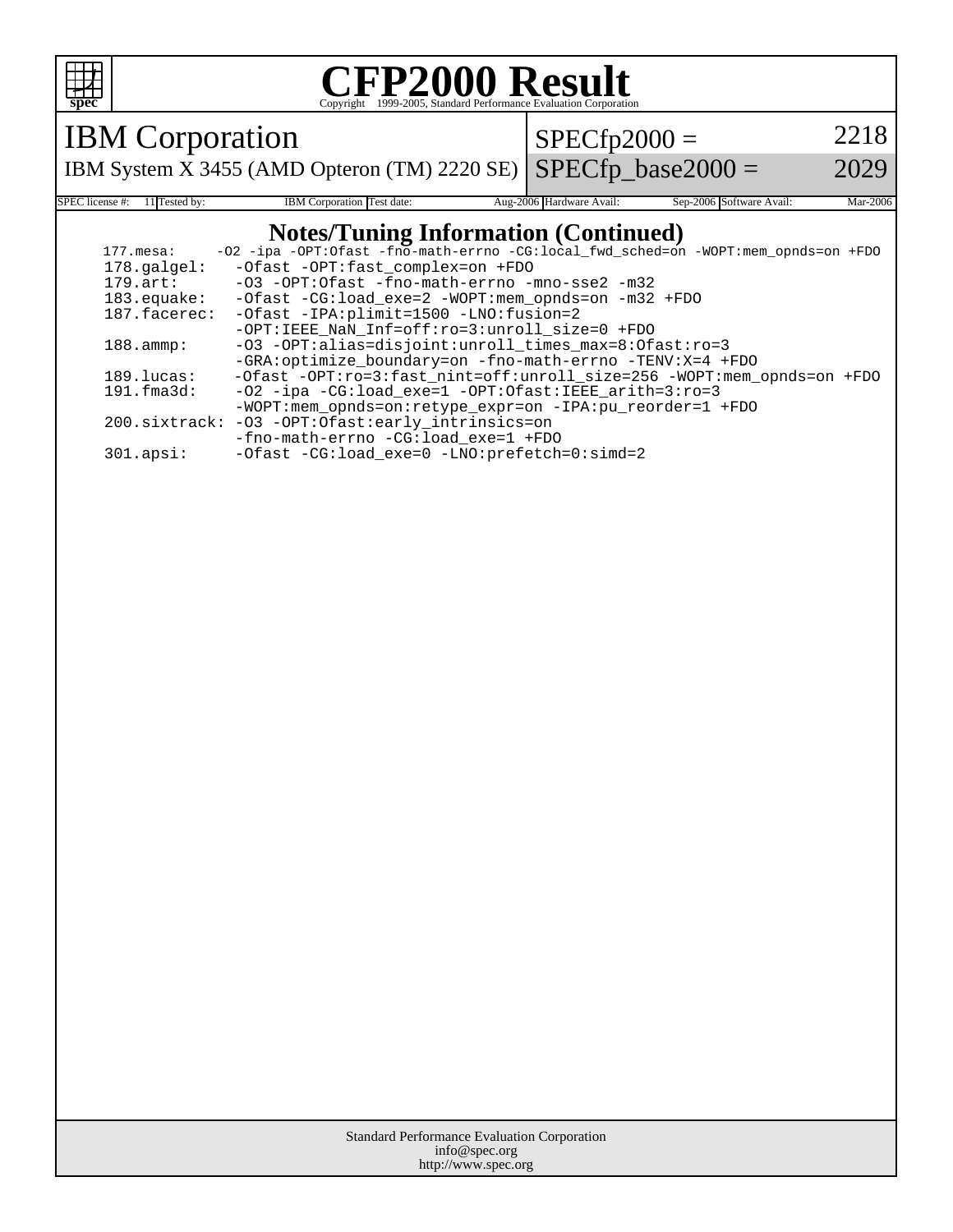# CFP2000 Result

Copyright 1999-2005, Standard Performance Evaluation Corporation

## IBM Corporation

IBM System X 3455 (AMD Opteron (TM) 2220 SE)

SPECfp2000 = 2218

SPECfp_base2000 = 2029

| SPEC license #: | 11 | Tested by: | IBM Corporation | Test date: | Aug-2006 | Hardware Avail: | Sep-2006 | Software Avail: | Mar-2006 |
|---|---|---|---|---|---|---|---|---|---|

### Notes/Tuning Information (Continued)

```
177.mesa:     -O2 -ipa -OPT:Ofast -fno-math-errno -CG:local_fwd_sched=on -WOPT:mem_opnds=on +FDO
178.galgel:   -Ofast -OPT:fast_complex=on +FDO
179.art:      -O3 -OPT:Ofast -fno-math-errno -mno-sse2 -m32
183.equake:   -Ofast -CG:load_exe=2 -WOPT:mem_opnds=on -m32 +FDO
187.facerec:  -Ofast -IPA:plimit=1500 -LNO:fusion=2
              -OPT:IEEE_NaN_Inf=off:ro=3:unroll_size=0 +FDO
188.ammp:     -O3 -OPT:alias=disjoint:unroll_times_max=8:Ofast:ro=3
              -GRA:optimize_boundary=on -fno-math-errno -TENV:X=4 +FDO
189.lucas:    -Ofast -OPT:ro=3:fast_nint=off:unroll_size=256 -WOPT:mem_opnds=on +FDO
191.fma3d:    -O2 -ipa -CG:load_exe=1 -OPT:Ofast:IEEE_arith=3:ro=3
              -WOPT:mem_opnds=on:retype_expr=on -IPA:pu_reorder=1 +FDO
200.sixtrack: -O3 -OPT:Ofast:early_intrinsics=on
              -fno-math-errno -CG:load_exe=1 +FDO
301.apsi:     -Ofast -CG:load_exe=0 -LNO:prefetch=0:simd=2
```

Standard Performance Evaluation Corporation
info@spec.org
http://www.spec.org